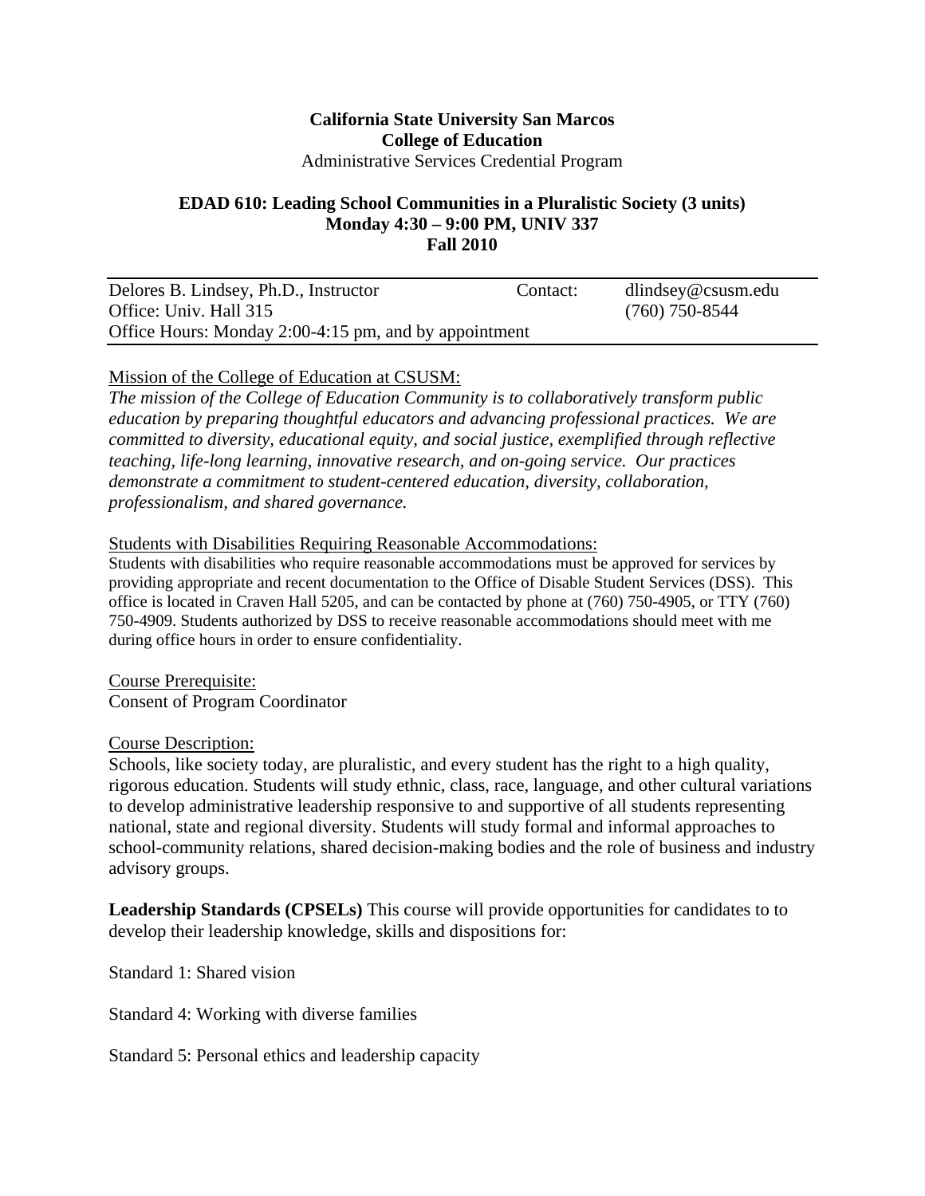**California State University San Marcos**
**College of Education**
Administrative Services Credential Program

**EDAD 610: Leading School Communities in a Pluralistic Society (3 units)**
**Monday 4:30 – 9:00 PM, UNIV 337**
**Fall 2010**

| Delores B. Lindsey, Ph.D., Instructor | Contact: | dlindsey@csusm.edu |
|---|---|---|
| Office: Univ. Hall 315 | | (760) 750-8544 |
| Office Hours: Monday 2:00-4:15 pm, and by appointment | | |

Mission of the College of Education at CSUSM:

*The mission of the College of Education Community is to collaboratively transform public education by preparing thoughtful educators and advancing professional practices. We are committed to diversity, educational equity, and social justice, exemplified through reflective teaching, life-long learning, innovative research, and on-going service. Our practices demonstrate a commitment to student-centered education, diversity, collaboration, professionalism, and shared governance.*

Students with Disabilities Requiring Reasonable Accommodations:

Students with disabilities who require reasonable accommodations must be approved for services by providing appropriate and recent documentation to the Office of Disable Student Services (DSS). This office is located in Craven Hall 5205, and can be contacted by phone at (760) 750-4905, or TTY (760) 750-4909. Students authorized by DSS to receive reasonable accommodations should meet with me during office hours in order to ensure confidentiality.

Course Prerequisite:

Consent of Program Coordinator

Course Description:

Schools, like society today, are pluralistic, and every student has the right to a high quality, rigorous education. Students will study ethnic, class, race, language, and other cultural variations to develop administrative leadership responsive to and supportive of all students representing national, state and regional diversity. Students will study formal and informal approaches to school-community relations, shared decision-making bodies and the role of business and industry advisory groups.

**Leadership Standards (CPSELs)** This course will provide opportunities for candidates to to develop their leadership knowledge, skills and dispositions for:

Standard 1: Shared vision

Standard 4: Working with diverse families

Standard 5: Personal ethics and leadership capacity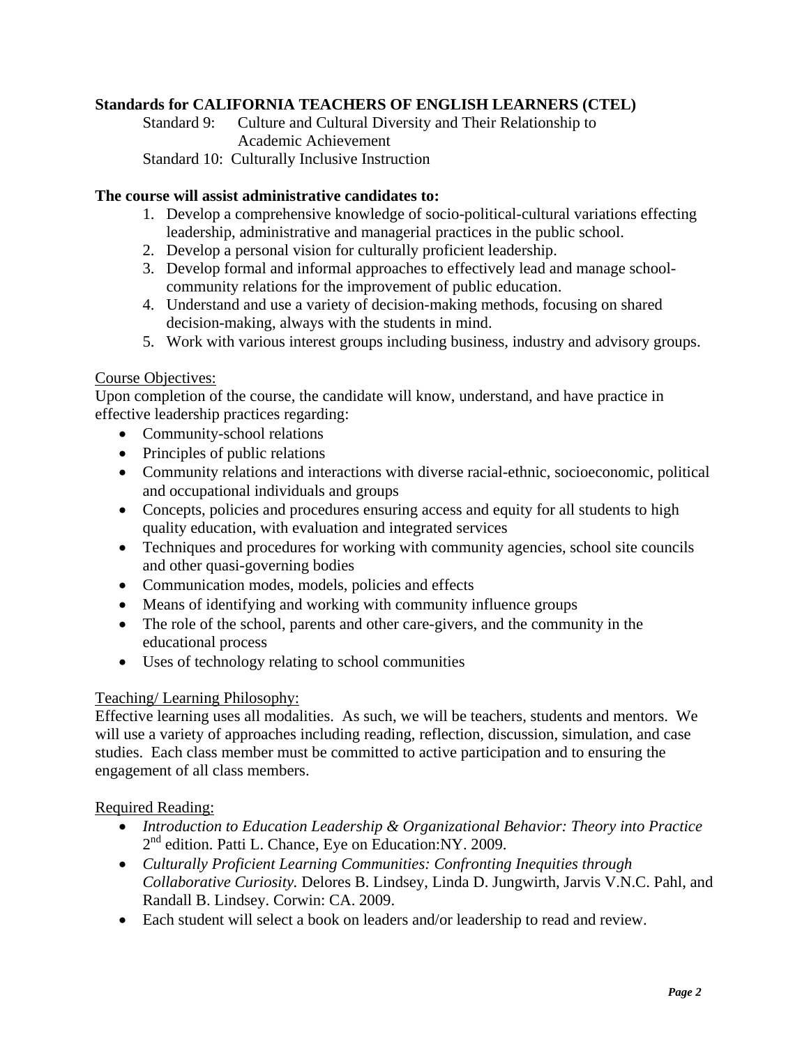**Standards for CALIFORNIA TEACHERS OF ENGLISH LEARNERS (CTEL)**

Standard 9: Culture and Cultural Diversity and Their Relationship to Academic Achievement

Standard 10: Culturally Inclusive Instruction

**The course will assist administrative candidates to:**

1. Develop a comprehensive knowledge of socio-political-cultural variations effecting leadership, administrative and managerial practices in the public school.
2. Develop a personal vision for culturally proficient leadership.
3. Develop formal and informal approaches to effectively lead and manage school-community relations for the improvement of public education.
4. Understand and use a variety of decision-making methods, focusing on shared decision-making, always with the students in mind.
5. Work with various interest groups including business, industry and advisory groups.

Course Objectives:

Upon completion of the course, the candidate will know, understand, and have practice in effective leadership practices regarding:

- Community-school relations
- Principles of public relations
- Community relations and interactions with diverse racial-ethnic, socioeconomic, political and occupational individuals and groups
- Concepts, policies and procedures ensuring access and equity for all students to high quality education, with evaluation and integrated services
- Techniques and procedures for working with community agencies, school site councils and other quasi-governing bodies
- Communication modes, models, policies and effects
- Means of identifying and working with community influence groups
- The role of the school, parents and other care-givers, and the community in the educational process
- Uses of technology relating to school communities

Teaching/ Learning Philosophy:

Effective learning uses all modalities. As such, we will be teachers, students and mentors. We will use a variety of approaches including reading, reflection, discussion, simulation, and case studies. Each class member must be committed to active participation and to ensuring the engagement of all class members.

Required Reading:

- *Introduction to Education Leadership & Organizational Behavior: Theory into Practice* 2nd edition. Patti L. Chance, Eye on Education:NY. 2009.
- *Culturally Proficient Learning Communities: Confronting Inequities through Collaborative Curiosity.* Delores B. Lindsey, Linda D. Jungwirth, Jarvis V.N.C. Pahl, and Randall B. Lindsey. Corwin: CA. 2009.
- Each student will select a book on leaders and/or leadership to read and review.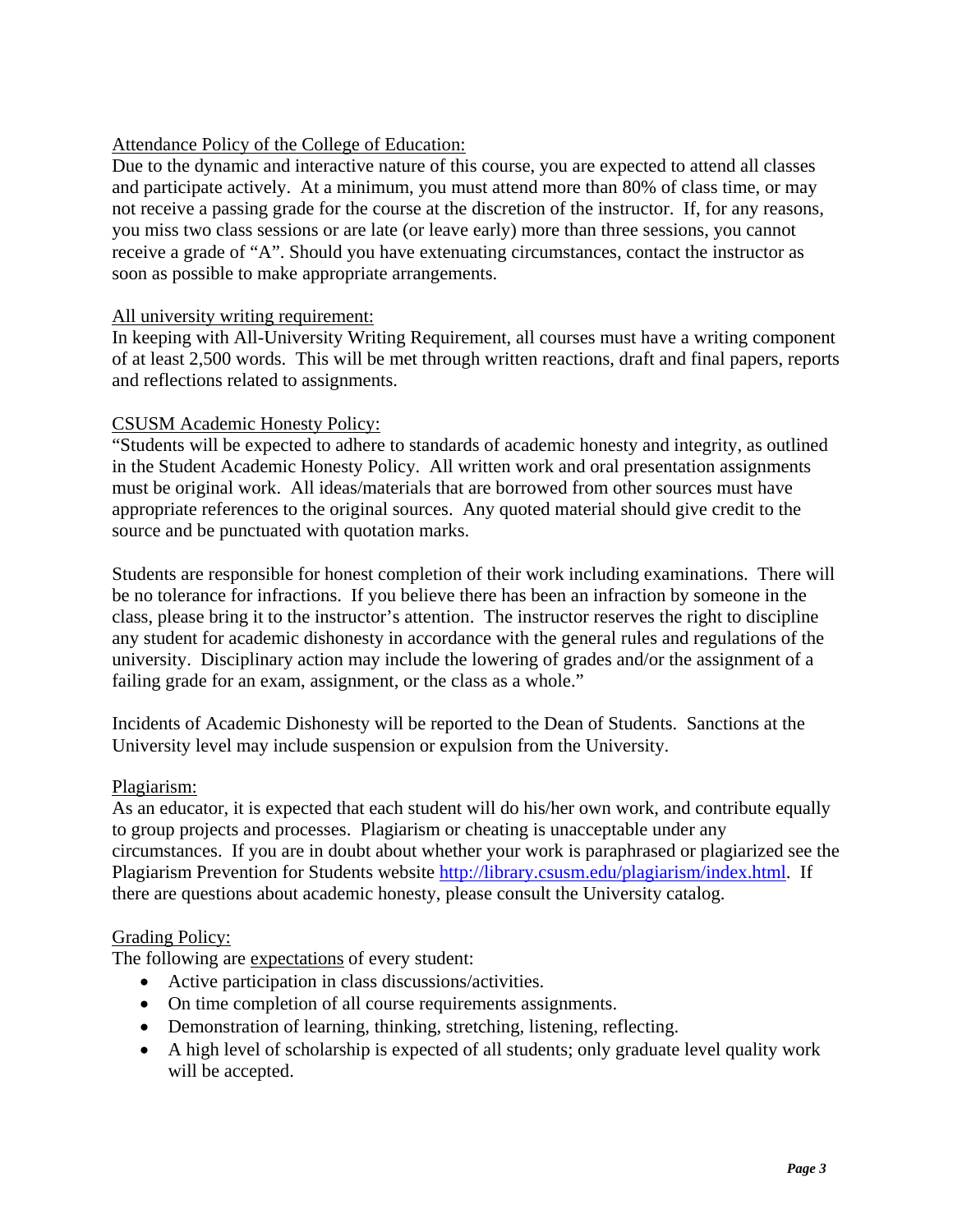Attendance Policy of the College of Education:

Due to the dynamic and interactive nature of this course, you are expected to attend all classes and participate actively. At a minimum, you must attend more than 80% of class time, or may not receive a passing grade for the course at the discretion of the instructor. If, for any reasons, you miss two class sessions or are late (or leave early) more than three sessions, you cannot receive a grade of "A". Should you have extenuating circumstances, contact the instructor as soon as possible to make appropriate arrangements.

All university writing requirement:

In keeping with All-University Writing Requirement, all courses must have a writing component of at least 2,500 words. This will be met through written reactions, draft and final papers, reports and reflections related to assignments.

CSUSM Academic Honesty Policy:

"Students will be expected to adhere to standards of academic honesty and integrity, as outlined in the Student Academic Honesty Policy. All written work and oral presentation assignments must be original work. All ideas/materials that are borrowed from other sources must have appropriate references to the original sources. Any quoted material should give credit to the source and be punctuated with quotation marks.

Students are responsible for honest completion of their work including examinations. There will be no tolerance for infractions. If you believe there has been an infraction by someone in the class, please bring it to the instructor's attention. The instructor reserves the right to discipline any student for academic dishonesty in accordance with the general rules and regulations of the university. Disciplinary action may include the lowering of grades and/or the assignment of a failing grade for an exam, assignment, or the class as a whole."

Incidents of Academic Dishonesty will be reported to the Dean of Students. Sanctions at the University level may include suspension or expulsion from the University.

Plagiarism:

As an educator, it is expected that each student will do his/her own work, and contribute equally to group projects and processes. Plagiarism or cheating is unacceptable under any circumstances. If you are in doubt about whether your work is paraphrased or plagiarized see the Plagiarism Prevention for Students website http://library.csusm.edu/plagiarism/index.html. If there are questions about academic honesty, please consult the University catalog.

Grading Policy:

The following are expectations of every student:

- Active participation in class discussions/activities.
- On time completion of all course requirements assignments.
- Demonstration of learning, thinking, stretching, listening, reflecting.
- A high level of scholarship is expected of all students; only graduate level quality work will be accepted.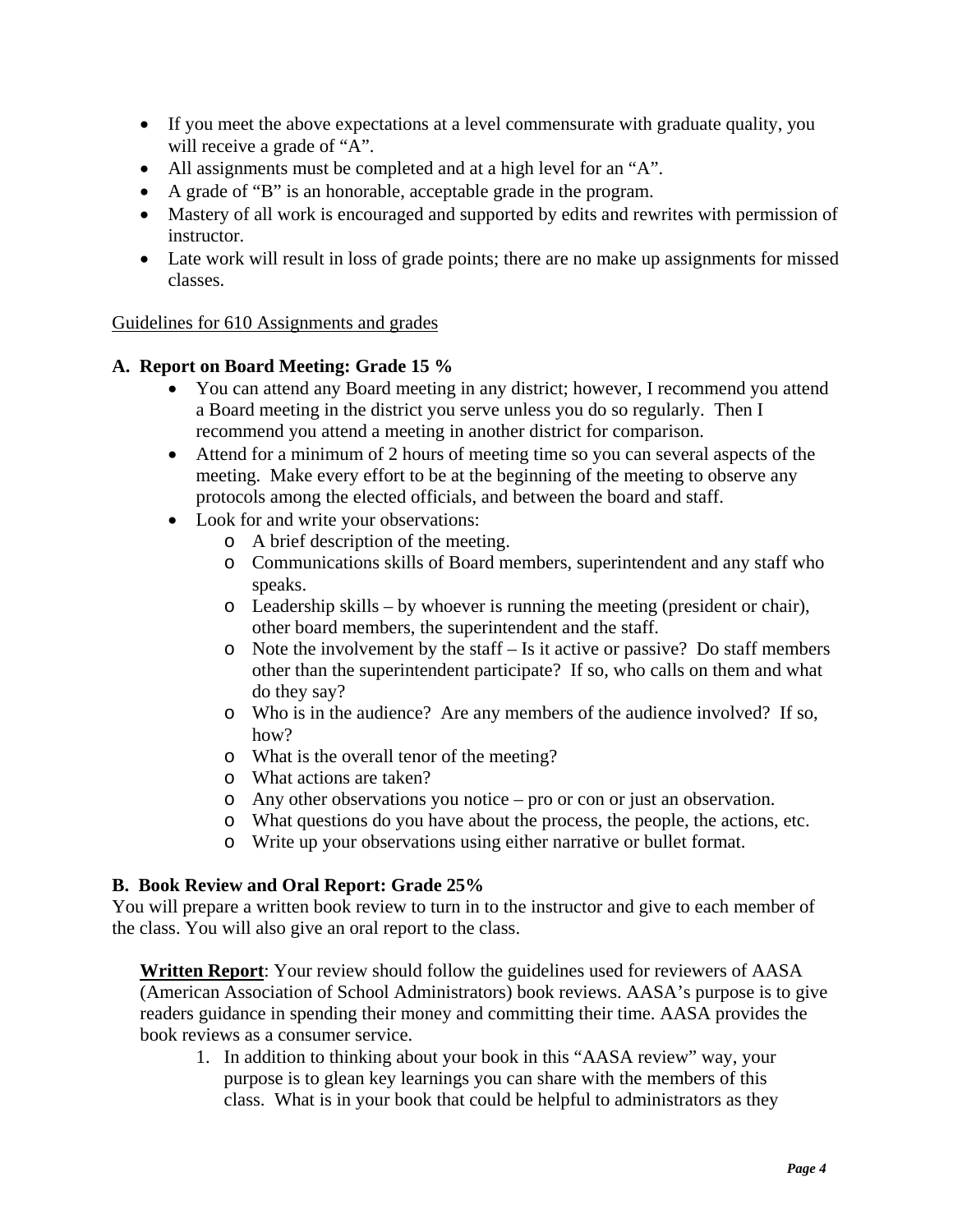- If you meet the above expectations at a level commensurate with graduate quality, you will receive a grade of "A".
- All assignments must be completed and at a high level for an "A".
- A grade of "B" is an honorable, acceptable grade in the program.
- Mastery of all work is encouraged and supported by edits and rewrites with permission of instructor.
- Late work will result in loss of grade points; there are no make up assignments for missed classes.

<u>Guidelines for 610 Assignments and grades</u>

**A. Report on Board Meeting: Grade 15 %**

- You can attend any Board meeting in any district; however, I recommend you attend a Board meeting in the district you serve unless you do so regularly. Then I recommend you attend a meeting in another district for comparison.
- Attend for a minimum of 2 hours of meeting time so you can several aspects of the meeting. Make every effort to be at the beginning of the meeting to observe any protocols among the elected officials, and between the board and staff.
- Look for and write your observations:
    - A brief description of the meeting.
    - Communications skills of Board members, superintendent and any staff who speaks.
    - Leadership skills – by whoever is running the meeting (president or chair), other board members, the superintendent and the staff.
    - Note the involvement by the staff – Is it active or passive? Do staff members other than the superintendent participate? If so, who calls on them and what do they say?
    - Who is in the audience? Are any members of the audience involved? If so, how?
    - What is the overall tenor of the meeting?
    - What actions are taken?
    - Any other observations you notice – pro or con or just an observation.
    - What questions do you have about the process, the people, the actions, etc.
    - Write up your observations using either narrative or bullet format.

**B. Book Review and Oral Report: Grade 25%**

You will prepare a written book review to turn in to the instructor and give to each member of the class. You will also give an oral report to the class.

**<u>Written Report</u>**: Your review should follow the guidelines used for reviewers of AASA (American Association of School Administrators) book reviews. AASA's purpose is to give readers guidance in spending their money and committing their time. AASA provides the book reviews as a consumer service.

1. In addition to thinking about your book in this "AASA review" way, your purpose is to glean key learnings you can share with the members of this class. What is in your book that could be helpful to administrators as they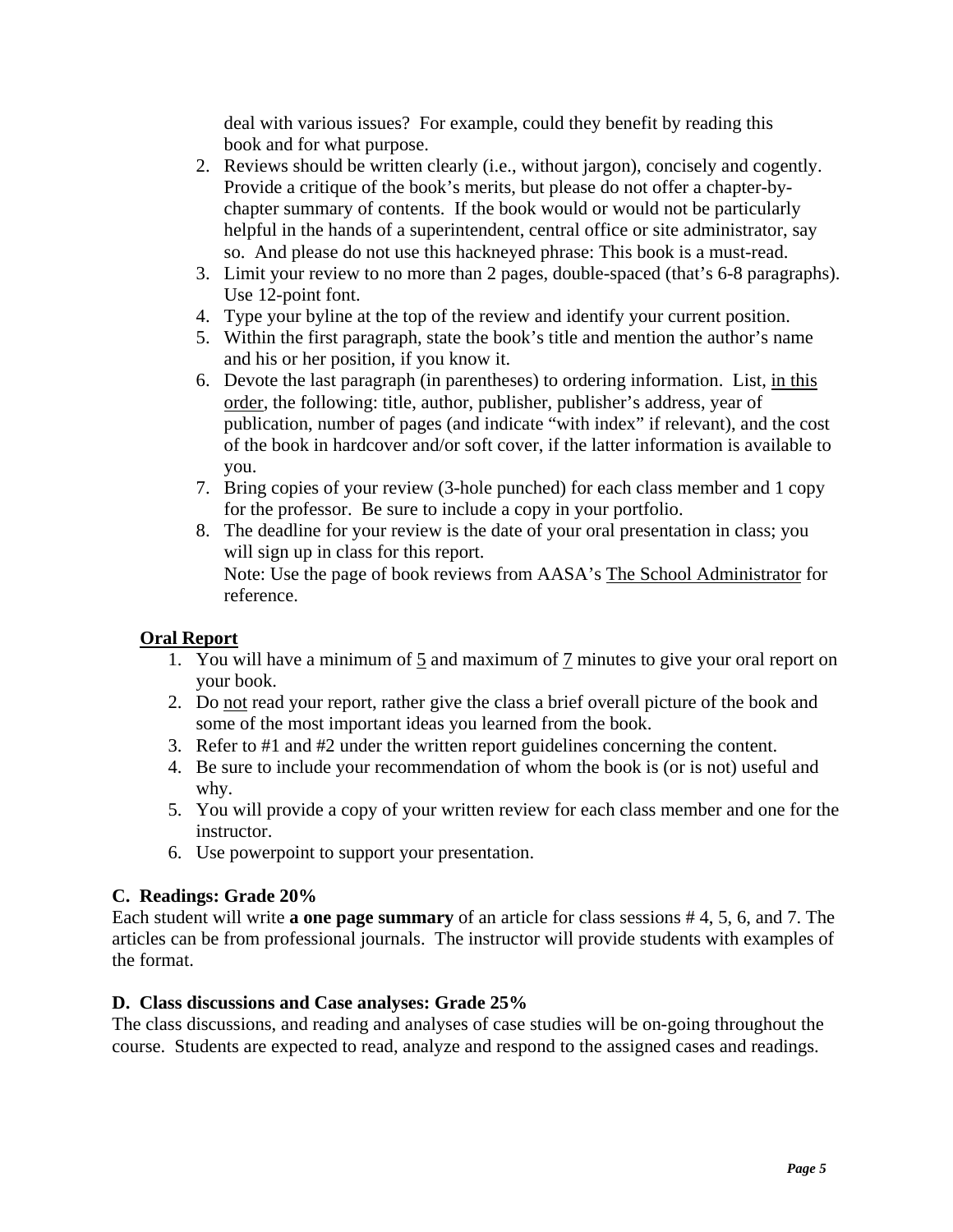deal with various issues? For example, could they benefit by reading this book and for what purpose.

2. Reviews should be written clearly (i.e., without jargon), concisely and cogently. Provide a critique of the book's merits, but please do not offer a chapter-by-chapter summary of contents. If the book would or would not be particularly helpful in the hands of a superintendent, central office or site administrator, say so. And please do not use this hackneyed phrase: This book is a must-read.
3. Limit your review to no more than 2 pages, double-spaced (that's 6-8 paragraphs). Use 12-point font.
4. Type your byline at the top of the review and identify your current position.
5. Within the first paragraph, state the book's title and mention the author's name and his or her position, if you know it.
6. Devote the last paragraph (in parentheses) to ordering information. List, <u>in this order</u>, the following: title, author, publisher, publisher's address, year of publication, number of pages (and indicate "with index" if relevant), and the cost of the book in hardcover and/or soft cover, if the latter information is available to you.
7. Bring copies of your review (3-hole punched) for each class member and 1 copy for the professor. Be sure to include a copy in your portfolio.
8. The deadline for your review is the date of your oral presentation in class; you will sign up in class for this report.
   Note: Use the page of book reviews from AASA's <u>The School Administrator</u> for reference.

**<u>Oral Report</u>**

1. You will have a minimum of <u>5</u> and maximum of <u>7</u> minutes to give your oral report on your book.
2. Do <u>not</u> read your report, rather give the class a brief overall picture of the book and some of the most important ideas you learned from the book.
3. Refer to #1 and #2 under the written report guidelines concerning the content.
4. Be sure to include your recommendation of whom the book is (or is not) useful and why.
5. You will provide a copy of your written review for each class member and one for the instructor.
6. Use powerpoint to support your presentation.

### C. Readings: Grade 20%

Each student will write **a one page summary** of an article for class sessions # 4, 5, 6, and 7. The articles can be from professional journals. The instructor will provide students with examples of the format.

### D. Class discussions and Case analyses: Grade 25%

The class discussions, and reading and analyses of case studies will be on-going throughout the course. Students are expected to read, analyze and respond to the assigned cases and readings.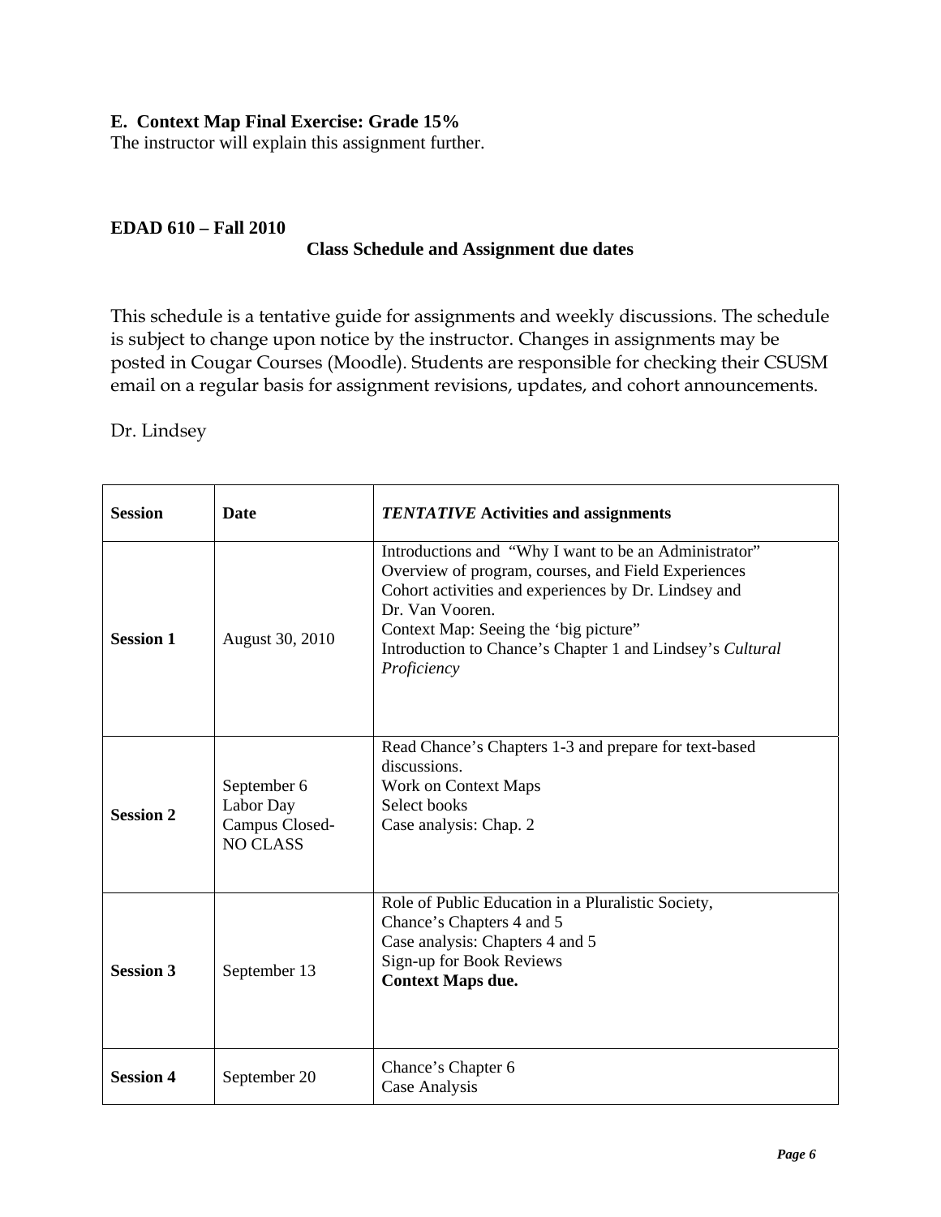**E. Context Map Final Exercise: Grade 15%**

The instructor will explain this assignment further.

**EDAD 610 – Fall 2010**

**Class Schedule and Assignment due dates**

This schedule is a tentative guide for assignments and weekly discussions. The schedule is subject to change upon notice by the instructor. Changes in assignments may be posted in Cougar Courses (Moodle). Students are responsible for checking their CSUSM email on a regular basis for assignment revisions, updates, and cohort announcements.

Dr. Lindsey

| Session | Date | *TENTATIVE* Activities and assignments |
|---|---|---|
| **Session 1** | August 30, 2010 | Introductions and "Why I want to be an Administrator"<br>Overview of program, courses, and Field Experiences<br>Cohort activities and experiences by Dr. Lindsey and Dr. Van Vooren.<br>Context Map: Seeing the 'big picture"<br>Introduction to Chance's Chapter 1 and Lindsey's *Cultural Proficiency* |
| **Session 2** | September 6<br>Labor Day<br>Campus Closed-<br>NO CLASS | Read Chance's Chapters 1-3 and prepare for text-based discussions.<br>Work on Context Maps<br>Select books<br>Case analysis: Chap. 2 |
| **Session 3** | September 13 | Role of Public Education in a Pluralistic Society,<br>Chance's Chapters 4 and 5<br>Case analysis: Chapters 4 and 5<br>Sign-up for Book Reviews<br>**Context Maps due.** |
| **Session 4** | September 20 | Chance's Chapter 6<br>Case Analysis |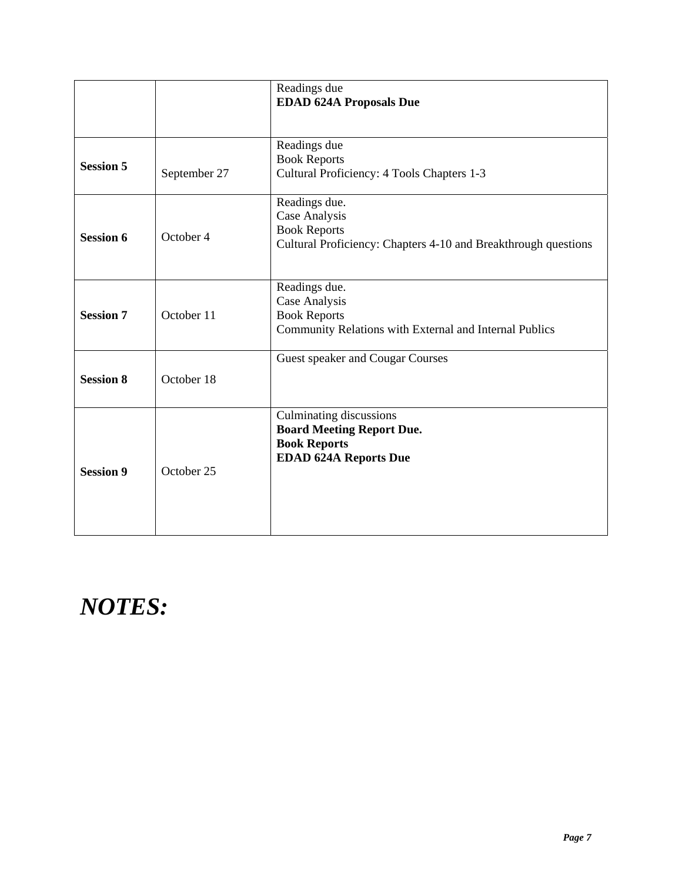| | | |
|---|---|---|
| | | Readings due<br>**EDAD 624A Proposals Due** |
| **Session 5** | September 27 | Readings due<br>Book Reports<br>Cultural Proficiency: 4 Tools Chapters 1-3 |
| **Session 6** | October 4 | Readings due.<br>Case Analysis<br>Book Reports<br>Cultural Proficiency: Chapters 4-10 and Breakthrough questions |
| **Session 7** | October 11 | Readings due.<br>Case Analysis<br>Book Reports<br>Community Relations with External and Internal Publics |
| **Session 8** | October 18 | Guest speaker and Cougar Courses |
| **Session 9** | October 25 | Culminating discussions<br>**Board Meeting Report Due.**<br>**Book Reports**<br>**EDAD 624A Reports Due** |

# ***NOTES:***